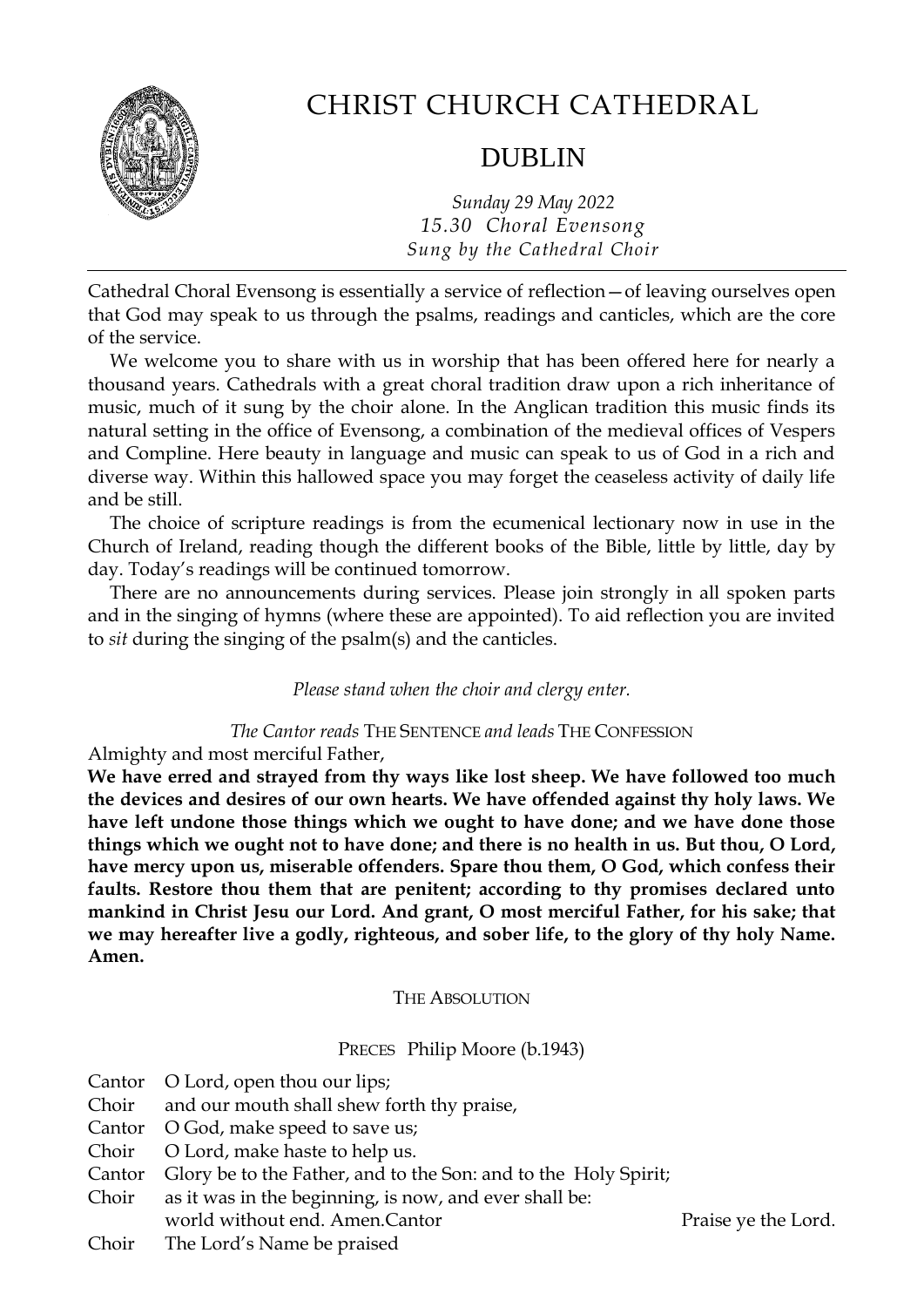# CHRIST CHURCH CATHEDRAL

## DUBLIN

*Sunday 29 May 2022*
*15.30 Choral Evensong*
*Sung by the Cathedral Choir*

---

Cathedral Choral Evensong is essentially a service of reflection—of leaving ourselves open that God may speak to us through the psalms, readings and canticles, which are the core of the service.

We welcome you to share with us in worship that has been offered here for nearly a thousand years. Cathedrals with a great choral tradition draw upon a rich inheritance of music, much of it sung by the choir alone. In the Anglican tradition this music finds its natural setting in the office of Evensong, a combination of the medieval offices of Vespers and Compline. Here beauty in language and music can speak to us of God in a rich and diverse way. Within this hallowed space you may forget the ceaseless activity of daily life and be still.

The choice of scripture readings is from the ecumenical lectionary now in use in the Church of Ireland, reading though the different books of the Bible, little by little, day by day. Today's readings will be continued tomorrow.

There are no announcements during services. Please join strongly in all spoken parts and in the singing of hymns (where these are appointed). To aid reflection you are invited to *sit* during the singing of the psalm(s) and the canticles.

*Please stand when the choir and clergy enter.*

*The Cantor reads* THE SENTENCE *and leads* THE CONFESSION

Almighty and most merciful Father,

**We have erred and strayed from thy ways like lost sheep. We have followed too much the devices and desires of our own hearts. We have offended against thy holy laws. We have left undone those things which we ought to have done; and we have done those things which we ought not to have done; and there is no health in us. But thou, O Lord, have mercy upon us, miserable offenders. Spare thou them, O God, which confess their faults. Restore thou them that are penitent; according to thy promises declared unto mankind in Christ Jesu our Lord. And grant, O most merciful Father, for his sake; that we may hereafter live a godly, righteous, and sober life, to the glory of thy holy Name. Amen.**

THE ABSOLUTION

PRECES Philip Moore (b.1943)

Cantor O Lord, open thou our lips;
Choir and our mouth shall shew forth thy praise,
Cantor O God, make speed to save us;
Choir O Lord, make haste to help us.
Cantor Glory be to the Father, and to the Son: and to the Holy Spirit;
Choir as it was in the beginning, is now, and ever shall be:
world without end. Amen.
Cantor Praise ye the Lord.
Choir The Lord's Name be praised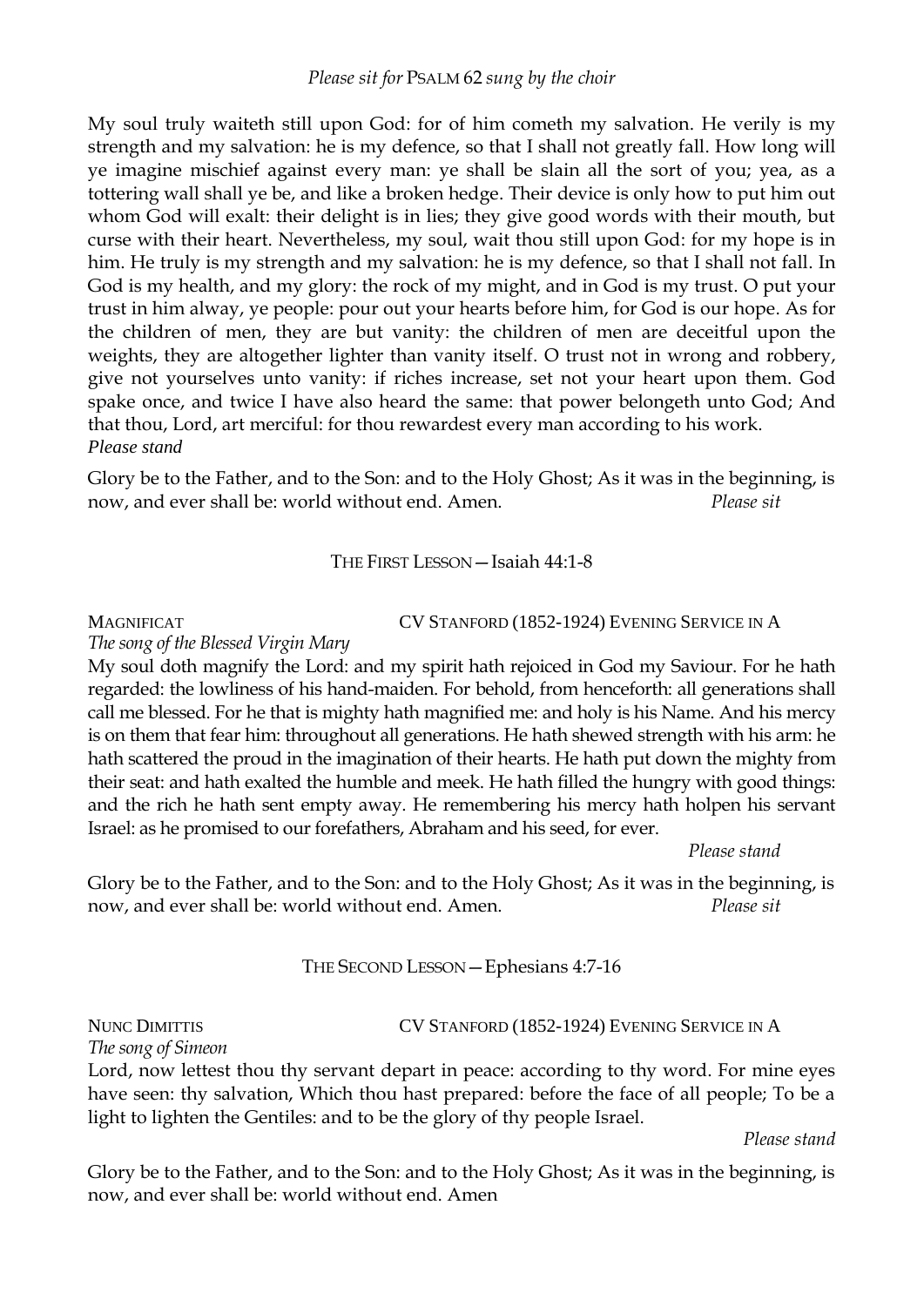*Please sit for* PSALM 62 *sung by the choir*

My soul truly waiteth still upon God: for of him cometh my salvation. He verily is my strength and my salvation: he is my defence, so that I shall not greatly fall. How long will ye imagine mischief against every man: ye shall be slain all the sort of you; yea, as a tottering wall shall ye be, and like a broken hedge. Their device is only how to put him out whom God will exalt: their delight is in lies; they give good words with their mouth, but curse with their heart. Nevertheless, my soul, wait thou still upon God: for my hope is in him. He truly is my strength and my salvation: he is my defence, so that I shall not fall. In God is my health, and my glory: the rock of my might, and in God is my trust. O put your trust in him alway, ye people: pour out your hearts before him, for God is our hope. As for the children of men, they are but vanity: the children of men are deceitful upon the weights, they are altogether lighter than vanity itself. O trust not in wrong and robbery, give not yourselves unto vanity: if riches increase, set not your heart upon them. God spake once, and twice I have also heard the same: that power belongeth unto God; And that thou, Lord, art merciful: for thou rewardest every man according to his work.
***Please stand***

Glory be to the Father, and to the Son: and to the Holy Ghost; As it was in the beginning, is now, and ever shall be: world without end. Amen. *Please sit*

THE FIRST LESSON—Isaiah 44:1-8

MAGNIFICAT CV STANFORD (1852-1924) EVENING SERVICE IN A
*The song of the Blessed Virgin Mary*
My soul doth magnify the Lord: and my spirit hath rejoiced in God my Saviour. For he hath regarded: the lowliness of his hand-maiden. For behold, from henceforth: all generations shall call me blessed. For he that is mighty hath magnified me: and holy is his Name. And his mercy is on them that fear him: throughout all generations. He hath shewed strength with his arm: he hath scattered the proud in the imagination of their hearts. He hath put down the mighty from their seat: and hath exalted the humble and meek. He hath filled the hungry with good things: and the rich he hath sent empty away. He remembering his mercy hath holpen his servant Israel: as he promised to our forefathers, Abraham and his seed, for ever.

*Please stand*

Glory be to the Father, and to the Son: and to the Holy Ghost; As it was in the beginning, is now, and ever shall be: world without end. Amen. *Please sit*

THE SECOND LESSON—Ephesians 4:7-16

NUNC DIMITTIS CV STANFORD (1852-1924) EVENING SERVICE IN A
*The song of Simeon*
Lord, now lettest thou thy servant depart in peace: according to thy word. For mine eyes have seen: thy salvation, Which thou hast prepared: before the face of all people; To be a light to lighten the Gentiles: and to be the glory of thy people Israel.

*Please stand*

Glory be to the Father, and to the Son: and to the Holy Ghost; As it was in the beginning, is now, and ever shall be: world without end. Amen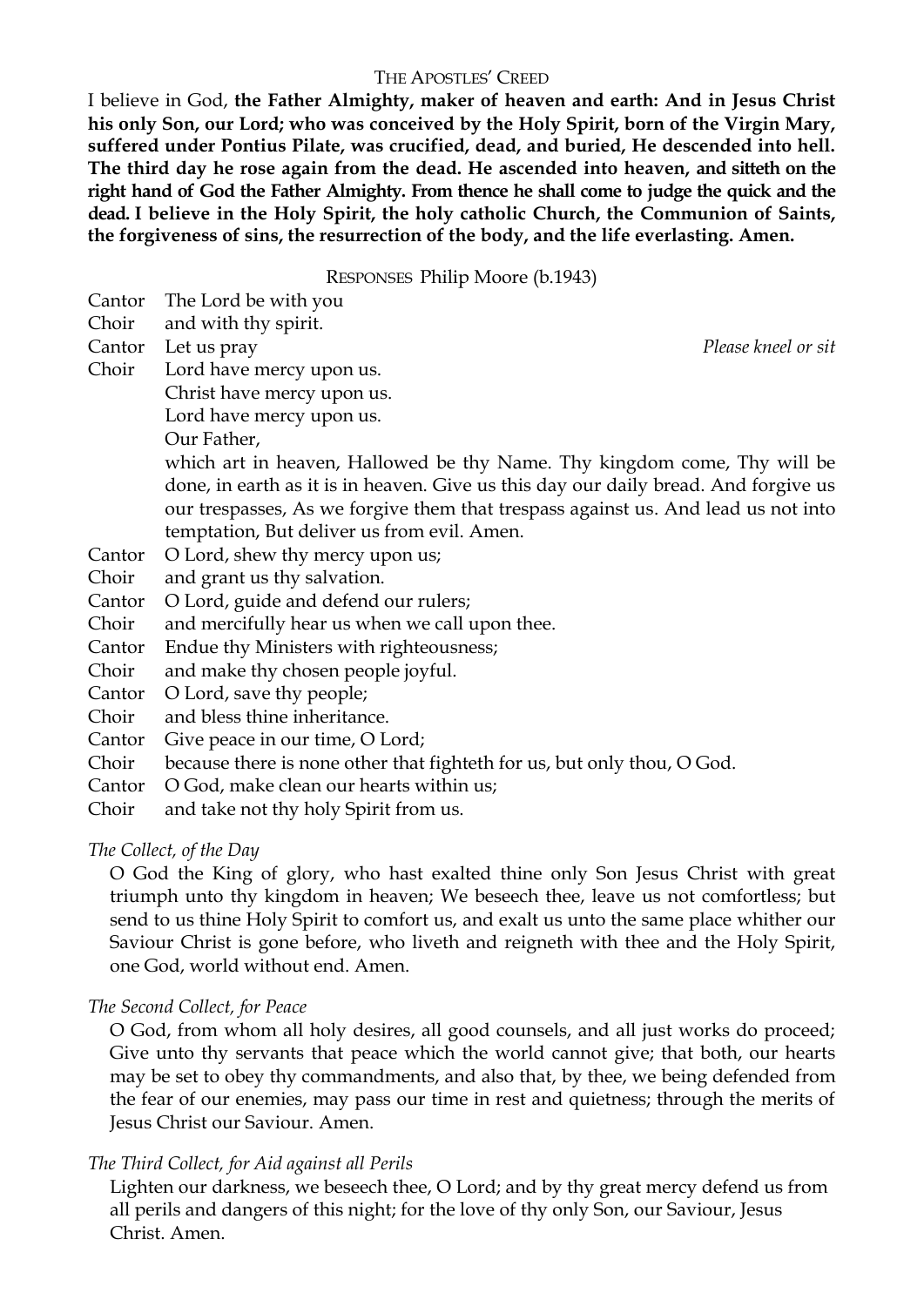## THE APOSTLES' CREED

I believe in God, **the Father Almighty, maker of heaven and earth: And in Jesus Christ his only Son, our Lord; who was conceived by the Holy Spirit, born of the Virgin Mary, suffered under Pontius Pilate, was crucified, dead, and buried, He descended into hell. The third day he rose again from the dead. He ascended into heaven, and sitteth on the right hand of God the Father Almighty. From thence he shall come to judge the quick and the dead. I believe in the Holy Spirit, the holy catholic Church, the Communion of Saints, the forgiveness of sins, the resurrection of the body, and the life everlasting. Amen.**

## RESPONSES Philip Moore (b.1943)

Cantor The Lord be with you
Choir and with thy spirit.
Cantor Let us pray *Please kneel or sit*
Choir Lord have mercy upon us.
Christ have mercy upon us.
Lord have mercy upon us.
Our Father,
which art in heaven, Hallowed be thy Name. Thy kingdom come, Thy will be done, in earth as it is in heaven. Give us this day our daily bread. And forgive us our trespasses, As we forgive them that trespass against us. And lead us not into temptation, But deliver us from evil. Amen.
Cantor O Lord, shew thy mercy upon us;
Choir and grant us thy salvation.
Cantor O Lord, guide and defend our rulers;
Choir and mercifully hear us when we call upon thee.
Cantor Endue thy Ministers with righteousness;
Choir and make thy chosen people joyful.
Cantor O Lord, save thy people;
Choir and bless thine inheritance.
Cantor Give peace in our time, O Lord;
Choir because there is none other that fighteth for us, but only thou, O God.
Cantor O God, make clean our hearts within us;
Choir and take not thy holy Spirit from us.

*The Collect, of the Day*

O God the King of glory, who hast exalted thine only Son Jesus Christ with great triumph unto thy kingdom in heaven; We beseech thee, leave us not comfortless; but send to us thine Holy Spirit to comfort us, and exalt us unto the same place whither our Saviour Christ is gone before, who liveth and reigneth with thee and the Holy Spirit, one God, world without end. Amen.

*The Second Collect, for Peace*

O God, from whom all holy desires, all good counsels, and all just works do proceed; Give unto thy servants that peace which the world cannot give; that both, our hearts may be set to obey thy commandments, and also that, by thee, we being defended from the fear of our enemies, may pass our time in rest and quietness; through the merits of Jesus Christ our Saviour. Amen.

*The Third Collect, for Aid against all Perils*

Lighten our darkness, we beseech thee, O Lord; and by thy great mercy defend us from all perils and dangers of this night; for the love of thy only Son, our Saviour, Jesus Christ. Amen.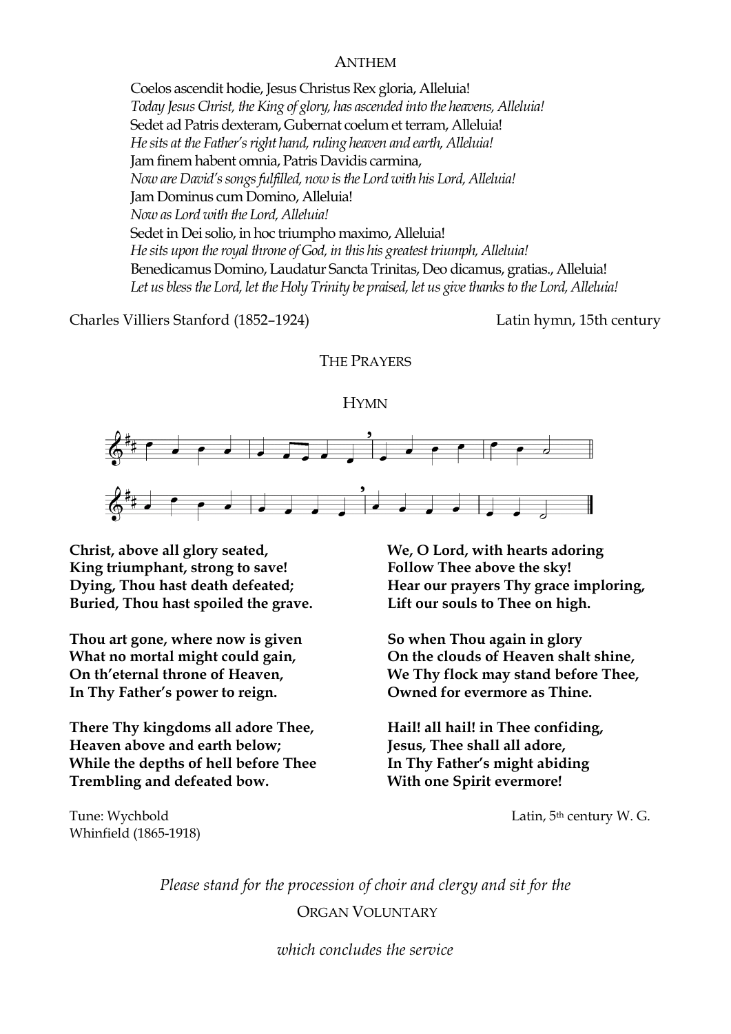## ANTHEM

Coelos ascendit hodie, Jesus Christus Rex gloria, Alleluia!
*Today Jesus Christ, the King of glory, has ascended into the heavens, Alleluia!*
Sedet ad Patris dexteram, Gubernat coelum et terram, Alleluia!
*He sits at the Father's right hand, ruling heaven and earth, Alleluia!*
Jam finem habent omnia, Patris Davidis carmina,
*Now are David's songs fulfilled, now is the Lord with his Lord, Alleluia!*
Jam Dominus cum Domino, Alleluia!
*Now as Lord with the Lord, Alleluia!*
Sedet in Dei solio, in hoc triumpho maximo, Alleluia!
*He sits upon the royal throne of God, in this his greatest triumph, Alleluia!*
Benedicamus Domino, Laudatur Sancta Trinitas, Deo dicamus, gratias., Alleluia!
*Let us bless the Lord, let the Holy Trinity be praised, let us give thanks to the Lord, Alleluia!*

Charles Villiers Stanford (1852–1924) — Latin hymn, 15th century

## THE PRAYERS

## HYMN

**Christ, above all glory seated,**
**King triumphant, strong to save!**
**Dying, Thou hast death defeated;**
**Buried, Thou hast spoiled the grave.**

**Thou art gone, where now is given**
**What no mortal might could gain,**
**On th'eternal throne of Heaven,**
**In Thy Father's power to reign.**

**There Thy kingdoms all adore Thee,**
**Heaven above and earth below;**
**While the depths of hell before Thee**
**Trembling and defeated bow.**

**We, O Lord, with hearts adoring**
**Follow Thee above the sky!**
**Hear our prayers Thy grace imploring,**
**Lift our souls to Thee on high.**

**So when Thou again in glory**
**On the clouds of Heaven shalt shine,**
**We Thy flock may stand before Thee,**
**Owned for evermore as Thine.**

**Hail! all hail! in Thee confiding,**
**Jesus, Thee shall all adore,**
**In Thy Father's might abiding**
**With one Spirit evermore!**

Tune: Wychbold
Whinfield (1865-1918)

Latin, 5th century W. G.

*Please stand for the procession of choir and clergy and sit for the*

## ORGAN VOLUNTARY

*which concludes the service*